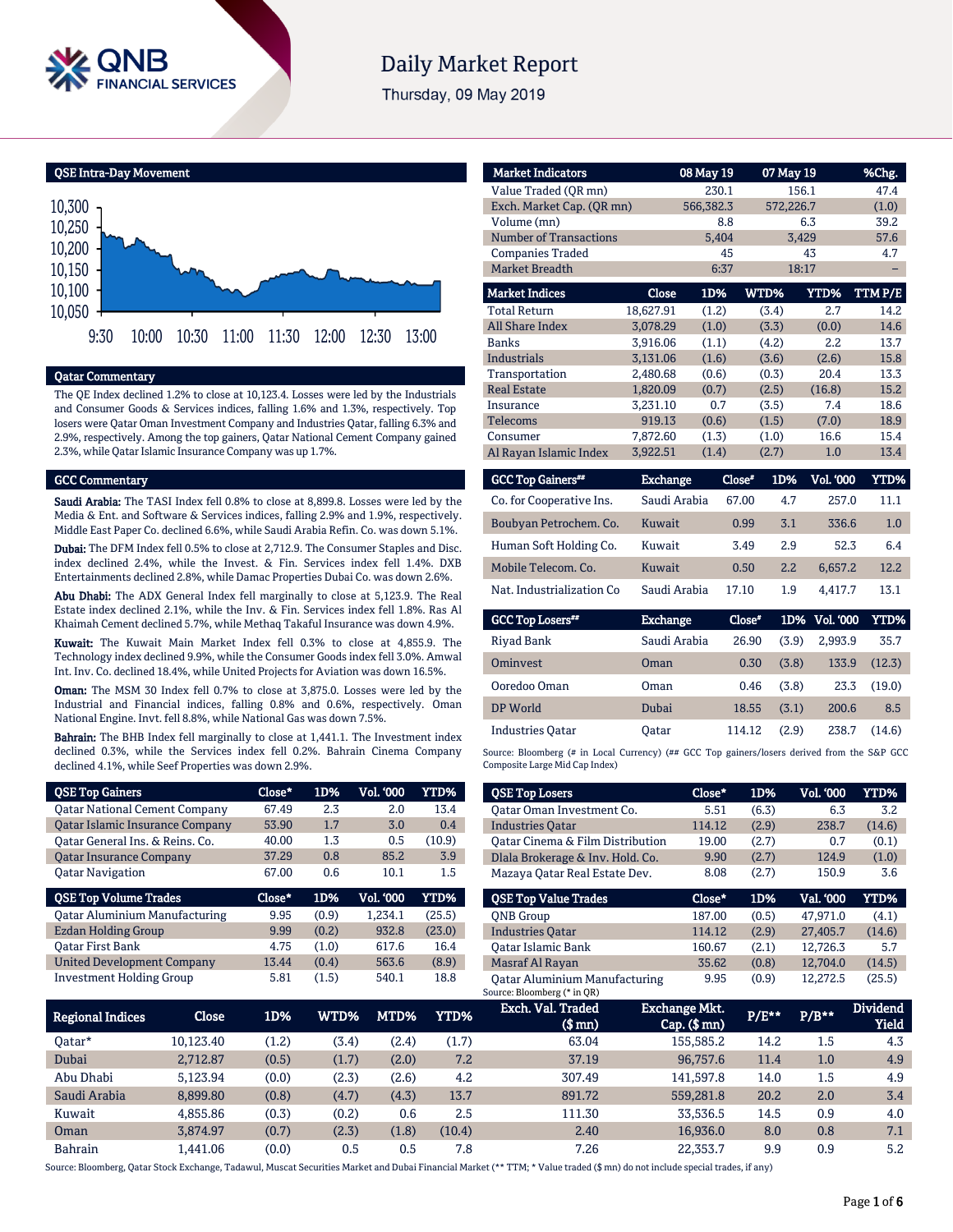# Daily Market Report

Thursday, 09 May 2019

## QSE Intra-Day Movement

## Qatar Commentary

The QE Index declined 1.2% to close at 10,123.4. Losses were led by the Industrials and Consumer Goods & Services indices, falling 1.6% and 1.3%, respectively. Top losers were Qatar Oman Investment Company and Industries Qatar, falling 6.3% and 2.9%, respectively. Among the top gainers, Qatar National Cement Company gained 2.3%, while Qatar Islamic Insurance Company was up 1.7%.

## GCC Commentary

**Saudi Arabia:** The TASI Index fell 0.8% to close at 8,899.8. Losses were led by the Media & Ent. and Software & Services indices, falling 2.9% and 1.9%, respectively. Middle East Paper Co. declined 6.6%, while Saudi Arabia Refin. Co. was down 5.1%.

**Dubai:** The DFM Index fell 0.5% to close at 2,712.9. The Consumer Staples and Disc. index declined 2.4%, while the Invest. & Fin. Services index fell 1.4%. DXB Entertainments declined 2.8%, while Damac Properties Dubai Co. was down 2.6%.

**Abu Dhabi:** The ADX General Index fell marginally to close at 5,123.9. The Real Estate index declined 2.1%, while the Inv. & Fin. Services index fell 1.8%. Ras Al Khaimah Cement declined 5.7%, while Methaq Takaful Insurance was down 4.9%.

**Kuwait:** The Kuwait Main Market Index fell 0.3% to close at 4,855.9. The Technology index declined 9.9%, while the Consumer Goods index fell 3.0%. Amwal Int. Inv. Co. declined 18.4%, while United Projects for Aviation was down 16.5%.

**Oman:** The MSM 30 Index fell 0.7% to close at 3,875.0. Losses were led by the Industrial and Financial indices, falling 0.8% and 0.6%, respectively. Oman National Engine. Invt. fell 8.8%, while National Gas was down 7.5%.

**Bahrain:** The BHB Index fell marginally to close at 1,441.1. The Investment index declined 0.3%, while the Services index fell 0.2%. Bahrain Cinema Company declined 4.1%, while Seef Properties was down 2.9%.

| Market Indicators | 08 May 19 | 07 May 19 | %Chg. |
|---|---|---|---|
| Value Traded (QR mn) | 230.1 | 156.1 | 47.4 |
| Exch. Market Cap. (QR mn) | 566,382.3 | 572,226.7 | (1.0) |
| Volume (mn) | 8.8 | 6.3 | 39.2 |
| Number of Transactions | 5,404 | 3,429 | 57.6 |
| Companies Traded | 45 | 43 | 4.7 |
| Market Breadth | 6:37 | 18:17 | – |

| Market Indices | Close | 1D% | WTD% | YTD% | TTM P/E |
|---|---|---|---|---|---|
| Total Return | 18,627.91 | (1.2) | (3.4) | 2.7 | 14.2 |
| All Share Index | 3,078.29 | (1.0) | (3.3) | (0.0) | 14.6 |
| Banks | 3,916.06 | (1.1) | (4.2) | 2.2 | 13.7 |
| Industrials | 3,131.06 | (1.6) | (3.6) | (2.6) | 15.8 |
| Transportation | 2,480.68 | (0.6) | (0.3) | 20.4 | 13.3 |
| Real Estate | 1,820.09 | (0.7) | (2.5) | (16.8) | 15.2 |
| Insurance | 3,231.10 | 0.7 | (3.5) | 7.4 | 18.6 |
| Telecoms | 919.13 | (0.6) | (1.5) | (7.0) | 18.9 |
| Consumer | 7,872.60 | (1.3) | (1.0) | 16.6 | 15.4 |
| Al Rayan Islamic Index | 3,922.51 | (1.4) | (2.7) | 1.0 | 13.4 |

| GCC Top Gainers## | Exchange | Close# | 1D% | Vol. '000 | YTD% |
|---|---|---|---|---|---|
| Co. for Cooperative Ins. | Saudi Arabia | 67.00 | 4.7 | 257.0 | 11.1 |
| Boubyan Petrochem. Co. | Kuwait | 0.99 | 3.1 | 336.6 | 1.0 |
| Human Soft Holding Co. | Kuwait | 3.49 | 2.9 | 52.3 | 6.4 |
| Mobile Telecom. Co. | Kuwait | 0.50 | 2.2 | 6,657.2 | 12.2 |
| Nat. Industrialization Co | Saudi Arabia | 17.10 | 1.9 | 4,417.7 | 13.1 |

| GCC Top Losers## | Exchange | Close# | 1D% | Vol. '000 | YTD% |
|---|---|---|---|---|---|
| Riyad Bank | Saudi Arabia | 26.90 | (3.9) | 2,993.9 | 35.7 |
| Ominvest | Oman | 0.30 | (3.8) | 133.9 | (12.3) |
| Ooredoo Oman | Oman | 0.46 | (3.8) | 23.3 | (19.0) |
| DP World | Dubai | 18.55 | (3.1) | 200.6 | 8.5 |
| Industries Qatar | Qatar | 114.12 | (2.9) | 238.7 | (14.6) |

Source: Bloomberg (# in Local Currency) (## GCC Top gainers/losers derived from the S&P GCC Composite Large Mid Cap Index)

| QSE Top Gainers | Close* | 1D% | Vol. '000 | YTD% |
|---|---|---|---|---|
| Qatar National Cement Company | 67.49 | 2.3 | 2.0 | 13.4 |
| Qatar Islamic Insurance Company | 53.90 | 1.7 | 3.0 | 0.4 |
| Qatar General Ins. & Reins. Co. | 40.00 | 1.3 | 0.5 | (10.9) |
| Qatar Insurance Company | 37.29 | 0.8 | 85.2 | 3.9 |
| Qatar Navigation | 67.00 | 0.6 | 10.1 | 1.5 |

| QSE Top Volume Trades | Close* | 1D% | Vol. '000 | YTD% |
|---|---|---|---|---|
| Qatar Aluminium Manufacturing | 9.95 | (0.9) | 1,234.1 | (25.5) |
| Ezdan Holding Group | 9.99 | (0.2) | 932.8 | (23.0) |
| Qatar First Bank | 4.75 | (1.0) | 617.6 | 16.4 |
| United Development Company | 13.44 | (0.4) | 563.6 | (8.9) |
| Investment Holding Group | 5.81 | (1.5) | 540.1 | 18.8 |

| QSE Top Losers | Close* | 1D% | Vol. '000 | YTD% |
|---|---|---|---|---|
| Qatar Oman Investment Co. | 5.51 | (6.3) | 6.3 | 3.2 |
| Industries Qatar | 114.12 | (2.9) | 238.7 | (14.6) |
| Qatar Cinema & Film Distribution | 19.00 | (2.7) | 0.7 | (0.1) |
| Dlala Brokerage & Inv. Hold. Co. | 9.90 | (2.7) | 124.9 | (1.0) |
| Mazaya Qatar Real Estate Dev. | 8.08 | (2.7) | 150.9 | 3.6 |

| QSE Top Value Trades | Close* | 1D% | Val. '000 | YTD% |
|---|---|---|---|---|
| QNB Group | 187.00 | (0.5) | 47,971.0 | (4.1) |
| Industries Qatar | 114.12 | (2.9) | 27,405.7 | (14.6) |
| Qatar Islamic Bank | 160.67 | (2.1) | 12,726.3 | 5.7 |
| Masraf Al Rayan | 35.62 | (0.8) | 12,704.0 | (14.5) |
| Qatar Aluminium Manufacturing | 9.95 | (0.9) | 12,272.5 | (25.5) |

Source: Bloomberg (* in QR)

| Regional Indices | Close | 1D% | WTD% | MTD% | YTD% | Exch. Val. Traded ($ mn) | Exchange Mkt. Cap. ($ mn) | P/E** | P/B** | Dividend Yield |
|---|---|---|---|---|---|---|---|---|---|---|
| Qatar* | 10,123.40 | (1.2) | (3.4) | (2.4) | (1.7) | 63.04 | 155,585.2 | 14.2 | 1.5 | 4.3 |
| Dubai | 2,712.87 | (0.5) | (1.7) | (2.0) | 7.2 | 37.19 | 96,757.6 | 11.4 | 1.0 | 4.9 |
| Abu Dhabi | 5,123.94 | (0.0) | (2.3) | (2.6) | 4.2 | 307.49 | 141,597.8 | 14.0 | 1.5 | 4.9 |
| Saudi Arabia | 8,899.80 | (0.8) | (4.7) | (4.3) | 13.7 | 891.72 | 559,281.8 | 20.2 | 2.0 | 3.4 |
| Kuwait | 4,855.86 | (0.3) | (0.2) | 0.6 | 2.5 | 111.30 | 33,536.5 | 14.5 | 0.9 | 4.0 |
| Oman | 3,874.97 | (0.7) | (2.3) | (1.8) | (10.4) | 2.40 | 16,936.0 | 8.0 | 0.8 | 7.1 |
| Bahrain | 1,441.06 | (0.0) | 0.5 | 0.5 | 7.8 | 7.26 | 22,353.7 | 9.9 | 0.9 | 5.2 |

Source: Bloomberg, Qatar Stock Exchange, Tadawul, Muscat Securities Market and Dubai Financial Market (** TTM; * Value traded ($ mn) do not include special trades, if any)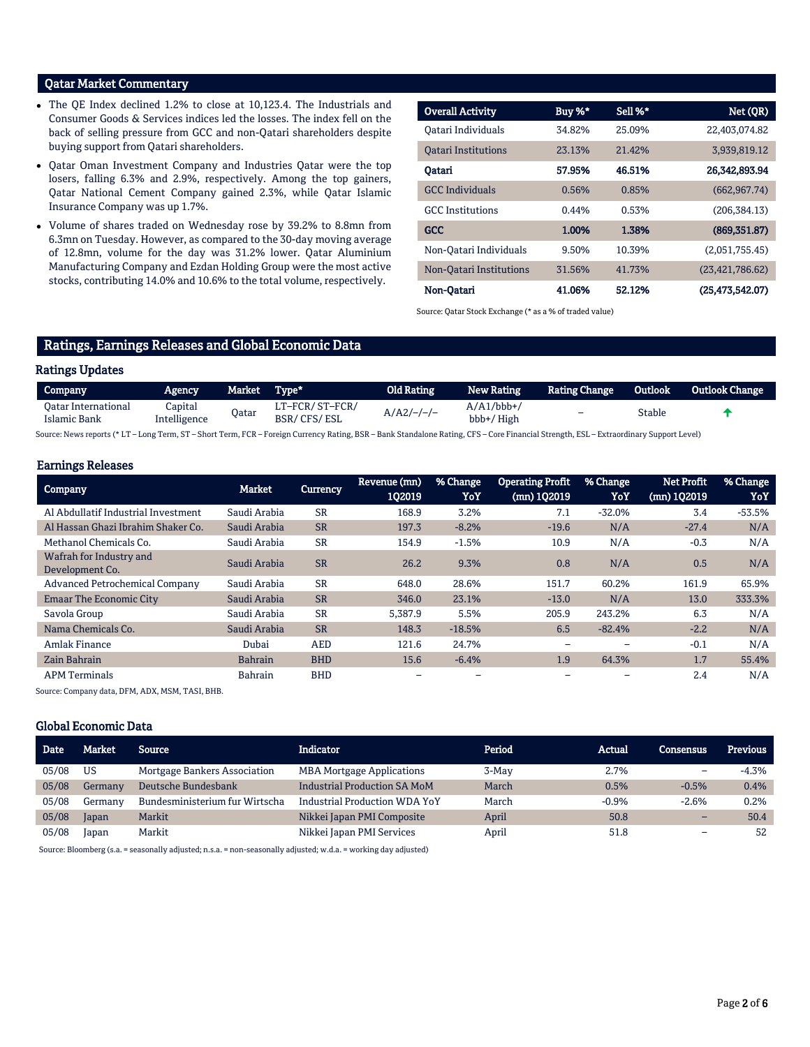## Qatar Market Commentary

- The QE Index declined 1.2% to close at 10,123.4. The Industrials and Consumer Goods & Services indices led the losses. The index fell on the back of selling pressure from GCC and non-Qatari shareholders despite buying support from Qatari shareholders.
- Qatar Oman Investment Company and Industries Qatar were the top losers, falling 6.3% and 2.9%, respectively. Among the top gainers, Qatar National Cement Company gained 2.3%, while Qatar Islamic Insurance Company was up 1.7%.
- Volume of shares traded on Wednesday rose by 39.2% to 8.8mn from 6.3mn on Tuesday. However, as compared to the 30-day moving average of 12.8mn, volume for the day was 31.2% lower. Qatar Aluminium Manufacturing Company and Ezdan Holding Group were the most active stocks, contributing 14.0% and 10.6% to the total volume, respectively.

| Overall Activity | Buy %* | Sell %* | Net (QR) |
|---|---|---|---|
| Qatari Individuals | 34.82% | 25.09% | 22,403,074.82 |
| Qatari Institutions | 23.13% | 21.42% | 3,939,819.12 |
| **Qatari** | **57.95%** | **46.51%** | **26,342,893.94** |
| GCC Individuals | 0.56% | 0.85% | (662,967.74) |
| GCC Institutions | 0.44% | 0.53% | (206,384.13) |
| **GCC** | **1.00%** | **1.38%** | **(869,351.87)** |
| Non-Qatari Individuals | 9.50% | 10.39% | (2,051,755.45) |
| Non-Qatari Institutions | 31.56% | 41.73% | (23,421,786.62) |
| **Non-Qatari** | **41.06%** | **52.12%** | **(25,473,542.07)** |

Source: Qatar Stock Exchange (* as a % of traded value)

## Ratings, Earnings Releases and Global Economic Data

### Ratings Updates

| Company | Agency | Market | Type* | Old Rating | New Rating | Rating Change | Outlook | Outlook Change |
|---|---|---|---|---|---|---|---|---|
| Qatar International Islamic Bank | Capital Intelligence | Qatar | LT–FCR/ ST–FCR/ BSR/ CFS/ ESL | A/A2/–/–/– | A/A1/bbb+/ bbb+/ High | – | Stable | ↑ |

Source: News reports (* LT – Long Term, ST – Short Term, FCR – Foreign Currency Rating, BSR – Bank Standalone Rating, CFS – Core Financial Strength, ESL – Extraordinary Support Level)

### Earnings Releases

| Company | Market | Currency | Revenue (mn) 1Q2019 | % Change YoY | Operating Profit (mn) 1Q2019 | % Change YoY | Net Profit (mn) 1Q2019 | % Change YoY |
|---|---|---|---|---|---|---|---|---|
| Al Abdullatif Industrial Investment | Saudi Arabia | SR | 168.9 | 3.2% | 7.1 | -32.0% | 3.4 | -53.5% |
| Al Hassan Ghazi Ibrahim Shaker Co. | Saudi Arabia | SR | 197.3 | -8.2% | -19.6 | N/A | -27.4 | N/A |
| Methanol Chemicals Co. | Saudi Arabia | SR | 154.9 | -1.5% | 10.9 | N/A | -0.3 | N/A |
| Wafrah for Industry and Development Co. | Saudi Arabia | SR | 26.2 | 9.3% | 0.8 | N/A | 0.5 | N/A |
| Advanced Petrochemical Company | Saudi Arabia | SR | 648.0 | 28.6% | 151.7 | 60.2% | 161.9 | 65.9% |
| Emaar The Economic City | Saudi Arabia | SR | 346.0 | 23.1% | -13.0 | N/A | 13.0 | 333.3% |
| Savola Group | Saudi Arabia | SR | 5,387.9 | 5.5% | 205.9 | 243.2% | 6.3 | N/A |
| Nama Chemicals Co. | Saudi Arabia | SR | 148.3 | -18.5% | 6.5 | -82.4% | -2.2 | N/A |
| Amlak Finance | Dubai | AED | 121.6 | 24.7% | – | – | -0.1 | N/A |
| Zain Bahrain | Bahrain | BHD | 15.6 | -6.4% | 1.9 | 64.3% | 1.7 | 55.4% |
| APM Terminals | Bahrain | BHD | – | – | – | – | 2.4 | N/A |

Source: Company data, DFM, ADX, MSM, TASI, BHB.

### Global Economic Data

| Date | Market | Source | Indicator | Period | Actual | Consensus | Previous |
|---|---|---|---|---|---|---|---|
| 05/08 | US | Mortgage Bankers Association | MBA Mortgage Applications | 3-May | 2.7% | – | -4.3% |
| 05/08 | Germany | Deutsche Bundesbank | Industrial Production SA MoM | March | 0.5% | -0.5% | 0.4% |
| 05/08 | Germany | Bundesministerium fur Wirtscha | Industrial Production WDA YoY | March | -0.9% | -2.6% | 0.2% |
| 05/08 | Japan | Markit | Nikkei Japan PMI Composite | April | 50.8 | – | 50.4 |
| 05/08 | Japan | Markit | Nikkei Japan PMI Services | April | 51.8 | – | 52 |

Source: Bloomberg (s.a. = seasonally adjusted; n.s.a. = non-seasonally adjusted; w.d.a. = working day adjusted)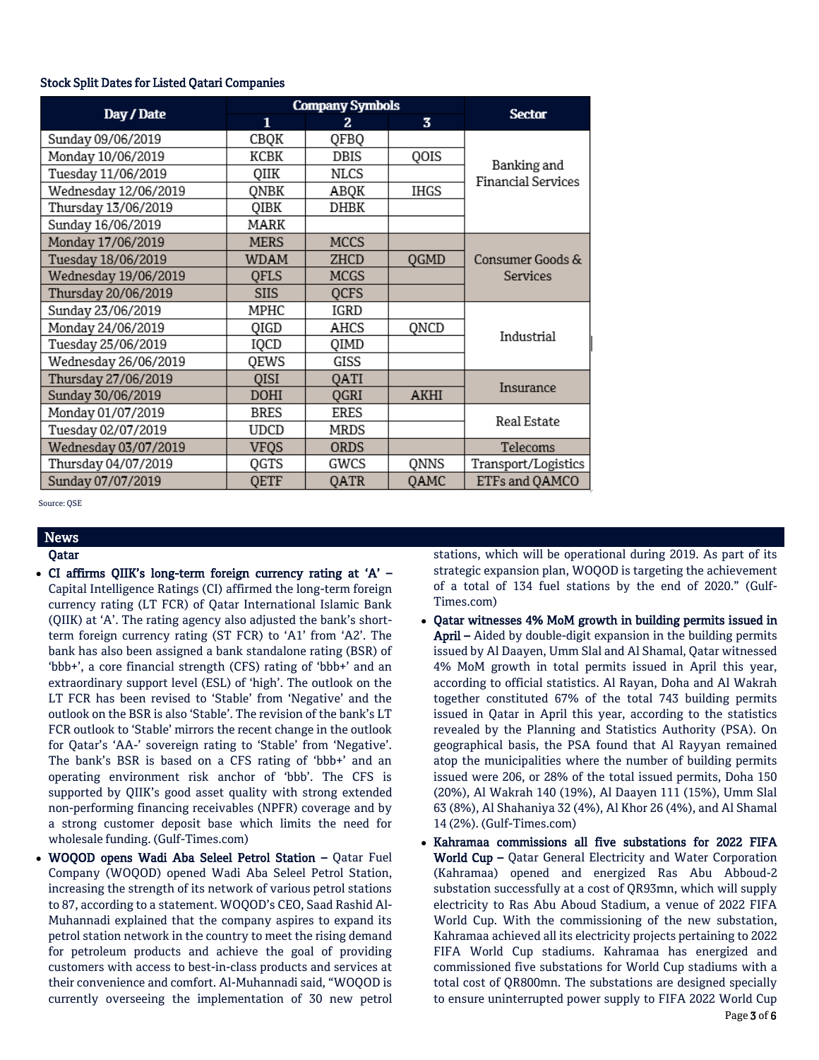### Stock Split Dates for Listed Qatari Companies

| Day / Date | Company Symbols | | | Sector |
|---|---|---|---|---|
| | 1 | 2 | 3 | |
| Sunday 09/06/2019 | CBQK | QFBQ | | Banking and Financial Services |
| Monday 10/06/2019 | KCBK | DBIS | QOIS | |
| Tuesday 11/06/2019 | QIIK | NLCS | | |
| Wednesday 12/06/2019 | QNBK | ABQK | IHGS | |
| Thursday 13/06/2019 | QIBK | DHBK | | |
| Sunday 16/06/2019 | MARK | | | |
| Monday 17/06/2019 | MERS | MCCS | | Consumer Goods & Services |
| Tuesday 18/06/2019 | WDAM | ZHCD | QGMD | |
| Wednesday 19/06/2019 | QFLS | MCGS | | |
| Thursday 20/06/2019 | SIIS | QCFS | | |
| Sunday 23/06/2019 | MPHC | IGRD | | Industrial |
| Monday 24/06/2019 | QIGD | AHCS | QNCD | |
| Tuesday 25/06/2019 | IQCD | QIMD | | |
| Wednesday 26/06/2019 | QEWS | GISS | | |
| Thursday 27/06/2019 | QISI | QATI | | Insurance |
| Sunday 30/06/2019 | DOHI | QGRI | AKHI | |
| Monday 01/07/2019 | BRES | ERES | | Real Estate |
| Tuesday 02/07/2019 | UDCD | MRDS | | |
| Wednesday 03/07/2019 | VFQS | ORDS | | Telecoms |
| Thursday 04/07/2019 | QGTS | GWCS | QNNS | Transport/Logistics |
| Sunday 07/07/2019 | QETF | QATR | QAMC | ETFs and QAMCO |

Source: QSE

## News

### Qatar

- **CI affirms QIIK's long-term foreign currency rating at 'A' –** Capital Intelligence Ratings (CI) affirmed the long-term foreign currency rating (LT FCR) of Qatar International Islamic Bank (QIIK) at 'A'. The rating agency also adjusted the bank's short-term foreign currency rating (ST FCR) to 'A1' from 'A2'. The bank has also been assigned a bank standalone rating (BSR) of 'bbb+', a core financial strength (CFS) rating of 'bbb+' and an extraordinary support level (ESL) of 'high'. The outlook on the LT FCR has been revised to 'Stable' from 'Negative' and the outlook on the BSR is also 'Stable'. The revision of the bank's LT FCR outlook to 'Stable' mirrors the recent change in the outlook for Qatar's 'AA-' sovereign rating to 'Stable' from 'Negative'. The bank's BSR is based on a CFS rating of 'bbb+' and an operating environment risk anchor of 'bbb'. The CFS is supported by QIIK's good asset quality with strong extended non-performing financing receivables (NPFR) coverage and by a strong customer deposit base which limits the need for wholesale funding. (Gulf-Times.com)
- **WOQOD opens Wadi Aba Seleel Petrol Station –** Qatar Fuel Company (WOQOD) opened Wadi Aba Seleel Petrol Station, increasing the strength of its network of various petrol stations to 87, according to a statement. WOQOD's CEO, Saad Rashid Al-Muhannadi explained that the company aspires to expand its petrol station network in the country to meet the rising demand for petroleum products and achieve the goal of providing customers with access to best-in-class products and services at their convenience and comfort. Al-Muhannadi said, "WOQOD is currently overseeing the implementation of 30 new petrol stations, which will be operational during 2019. As part of its strategic expansion plan, WOQOD is targeting the achievement of a total of 134 fuel stations by the end of 2020." (Gulf-Times.com)
- **Qatar witnesses 4% MoM growth in building permits issued in April –** Aided by double-digit expansion in the building permits issued by Al Daayen, Umm Slal and Al Shamal, Qatar witnessed 4% MoM growth in total permits issued in April this year, according to official statistics. Al Rayan, Doha and Al Wakrah together constituted 67% of the total 743 building permits issued in Qatar in April this year, according to the statistics revealed by the Planning and Statistics Authority (PSA). On geographical basis, the PSA found that Al Rayyan remained atop the municipalities where the number of building permits issued were 206, or 28% of the total issued permits, Doha 150 (20%), Al Wakrah 140 (19%), Al Daayen 111 (15%), Umm Slal 63 (8%), Al Shahaniya 32 (4%), Al Khor 26 (4%), and Al Shamal 14 (2%). (Gulf-Times.com)
- **Kahramaa commissions all five substations for 2022 FIFA World Cup –** Qatar General Electricity and Water Corporation (Kahramaa) opened and energized Ras Abu Abboud-2 substation successfully at a cost of QR93mn, which will supply electricity to Ras Abu Aboud Stadium, a venue of 2022 FIFA World Cup. With the commissioning of the new substation, Kahramaa achieved all its electricity projects pertaining to 2022 FIFA World Cup stadiums. Kahramaa has energized and commissioned five substations for World Cup stadiums with a total cost of QR800mn. The substations are designed specially to ensure uninterrupted power supply to FIFA 2022 World Cup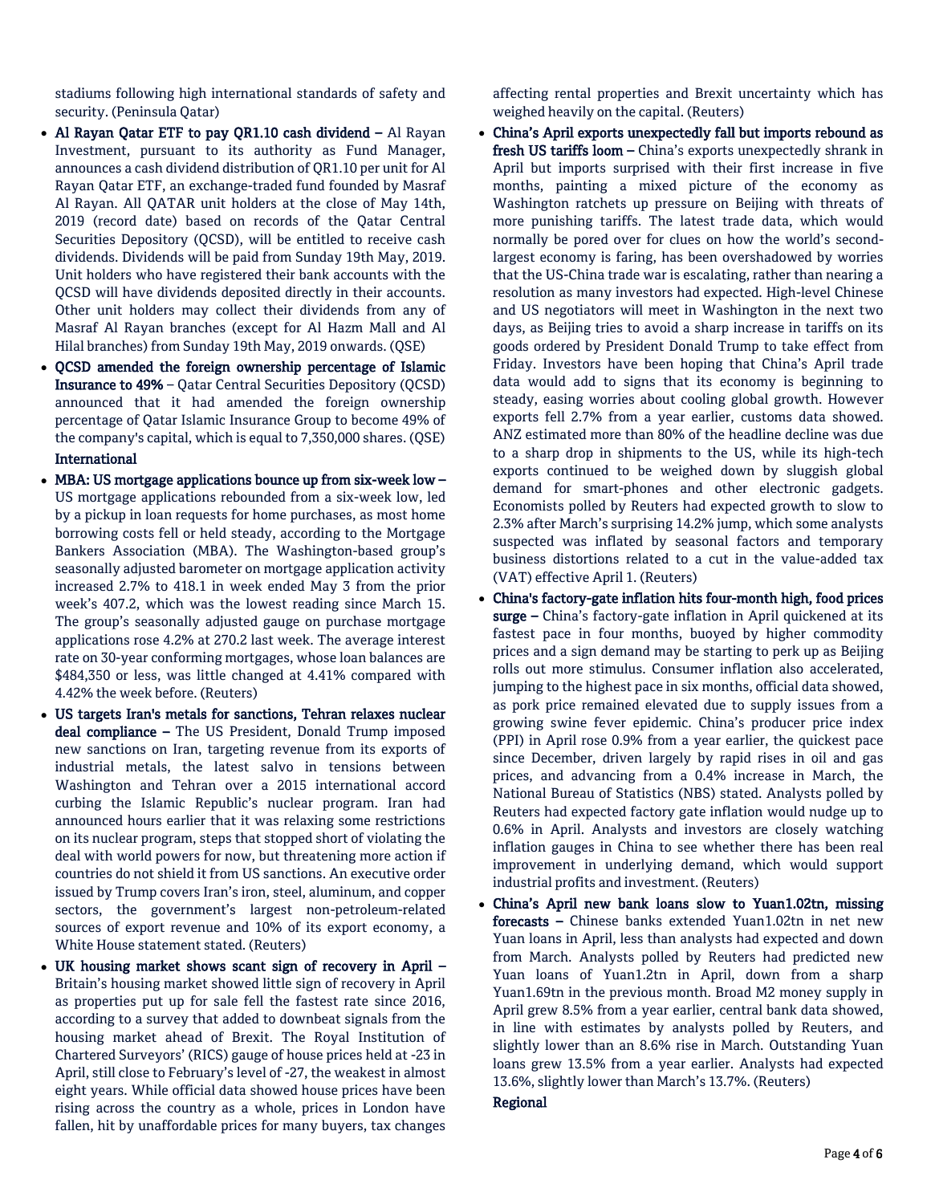stadiums following high international standards of safety and security. (Peninsula Qatar)

- **Al Rayan Qatar ETF to pay QR1.10 cash dividend –** Al Rayan Investment, pursuant to its authority as Fund Manager, announces a cash dividend distribution of QR1.10 per unit for Al Rayan Qatar ETF, an exchange-traded fund founded by Masraf Al Rayan. All QATAR unit holders at the close of May 14th, 2019 (record date) based on records of the Qatar Central Securities Depository (QCSD), will be entitled to receive cash dividends. Dividends will be paid from Sunday 19th May, 2019. Unit holders who have registered their bank accounts with the QCSD will have dividends deposited directly in their accounts. Other unit holders may collect their dividends from any of Masraf Al Rayan branches (except for Al Hazm Mall and Al Hilal branches) from Sunday 19th May, 2019 onwards. (QSE)
- **QCSD amended the foreign ownership percentage of Islamic Insurance to 49%** – Qatar Central Securities Depository (QCSD) announced that it had amended the foreign ownership percentage of Qatar Islamic Insurance Group to become 49% of the company's capital, which is equal to 7,350,000 shares. (QSE)

**International**

- **MBA: US mortgage applications bounce up from six-week low –** US mortgage applications rebounded from a six-week low, led by a pickup in loan requests for home purchases, as most home borrowing costs fell or held steady, according to the Mortgage Bankers Association (MBA). The Washington-based group's seasonally adjusted barometer on mortgage application activity increased 2.7% to 418.1 in week ended May 3 from the prior week's 407.2, which was the lowest reading since March 15. The group's seasonally adjusted gauge on purchase mortgage applications rose 4.2% at 270.2 last week. The average interest rate on 30-year conforming mortgages, whose loan balances are $484,350 or less, was little changed at 4.41% compared with 4.42% the week before. (Reuters)
- **US targets Iran's metals for sanctions, Tehran relaxes nuclear deal compliance –** The US President, Donald Trump imposed new sanctions on Iran, targeting revenue from its exports of industrial metals, the latest salvo in tensions between Washington and Tehran over a 2015 international accord curbing the Islamic Republic's nuclear program. Iran had announced hours earlier that it was relaxing some restrictions on its nuclear program, steps that stopped short of violating the deal with world powers for now, but threatening more action if countries do not shield it from US sanctions. An executive order issued by Trump covers Iran's iron, steel, aluminum, and copper sectors, the government's largest non-petroleum-related sources of export revenue and 10% of its export economy, a White House statement stated. (Reuters)
- **UK housing market shows scant sign of recovery in April –** Britain's housing market showed little sign of recovery in April as properties put up for sale fell the fastest rate since 2016, according to a survey that added to downbeat signals from the housing market ahead of Brexit. The Royal Institution of Chartered Surveyors' (RICS) gauge of house prices held at -23 in April, still close to February's level of -27, the weakest in almost eight years. While official data showed house prices have been rising across the country as a whole, prices in London have fallen, hit by unaffordable prices for many buyers, tax changes affecting rental properties and Brexit uncertainty which has weighed heavily on the capital. (Reuters)
- **China's April exports unexpectedly fall but imports rebound as fresh US tariffs loom –** China's exports unexpectedly shrank in April but imports surprised with their first increase in five months, painting a mixed picture of the economy as Washington ratchets up pressure on Beijing with threats of more punishing tariffs. The latest trade data, which would normally be pored over for clues on how the world's second-largest economy is faring, has been overshadowed by worries that the US-China trade war is escalating, rather than nearing a resolution as many investors had expected. High-level Chinese and US negotiators will meet in Washington in the next two days, as Beijing tries to avoid a sharp increase in tariffs on its goods ordered by President Donald Trump to take effect from Friday. Investors have been hoping that China's April trade data would add to signs that its economy is beginning to steady, easing worries about cooling global growth. However exports fell 2.7% from a year earlier, customs data showed. ANZ estimated more than 80% of the headline decline was due to a sharp drop in shipments to the US, while its high-tech exports continued to be weighed down by sluggish global demand for smart-phones and other electronic gadgets. Economists polled by Reuters had expected growth to slow to 2.3% after March's surprising 14.2% jump, which some analysts suspected was inflated by seasonal factors and temporary business distortions related to a cut in the value-added tax (VAT) effective April 1. (Reuters)
- **China's factory-gate inflation hits four-month high, food prices surge –** China's factory-gate inflation in April quickened at its fastest pace in four months, buoyed by higher commodity prices and a sign demand may be starting to perk up as Beijing rolls out more stimulus. Consumer inflation also accelerated, jumping to the highest pace in six months, official data showed, as pork price remained elevated due to supply issues from a growing swine fever epidemic. China's producer price index (PPI) in April rose 0.9% from a year earlier, the quickest pace since December, driven largely by rapid rises in oil and gas prices, and advancing from a 0.4% increase in March, the National Bureau of Statistics (NBS) stated. Analysts polled by Reuters had expected factory gate inflation would nudge up to 0.6% in April. Analysts and investors are closely watching inflation gauges in China to see whether there has been real improvement in underlying demand, which would support industrial profits and investment. (Reuters)
- **China's April new bank loans slow to Yuan1.02tn, missing forecasts –** Chinese banks extended Yuan1.02tn in net new Yuan loans in April, less than analysts had expected and down from March. Analysts polled by Reuters had predicted new Yuan loans of Yuan1.2tn in April, down from a sharp Yuan1.69tn in the previous month. Broad M2 money supply in April grew 8.5% from a year earlier, central bank data showed, in line with estimates by analysts polled by Reuters, and slightly lower than an 8.6% rise in March. Outstanding Yuan loans grew 13.5% from a year earlier. Analysts had expected 13.6%, slightly lower than March's 13.7%. (Reuters)

**Regional**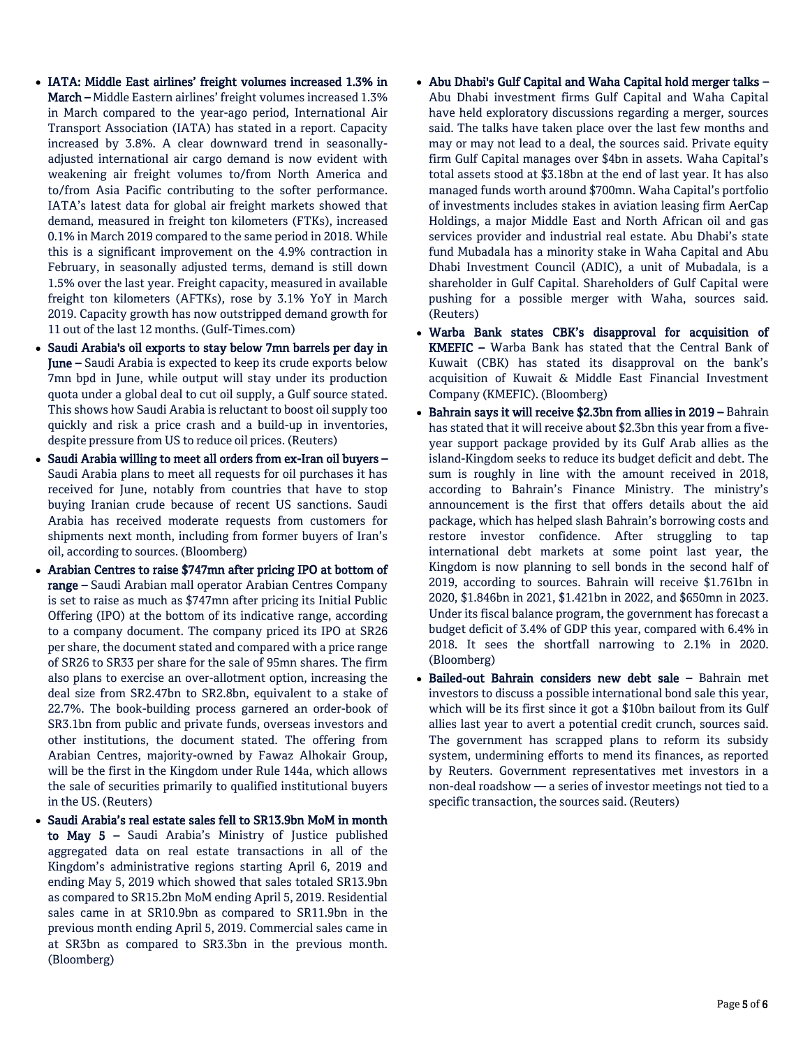- **IATA: Middle East airlines' freight volumes increased 1.3% in March –** Middle Eastern airlines' freight volumes increased 1.3% in March compared to the year-ago period, International Air Transport Association (IATA) has stated in a report. Capacity increased by 3.8%. A clear downward trend in seasonally-adjusted international air cargo demand is now evident with weakening air freight volumes to/from North America and to/from Asia Pacific contributing to the softer performance. IATA's latest data for global air freight markets showed that demand, measured in freight ton kilometers (FTKs), increased 0.1% in March 2019 compared to the same period in 2018. While this is a significant improvement on the 4.9% contraction in February, in seasonally adjusted terms, demand is still down 1.5% over the last year. Freight capacity, measured in available freight ton kilometers (AFTKs), rose by 3.1% YoY in March 2019. Capacity growth has now outstripped demand growth for 11 out of the last 12 months. (Gulf-Times.com)
- **Saudi Arabia's oil exports to stay below 7mn barrels per day in June –** Saudi Arabia is expected to keep its crude exports below 7mn bpd in June, while output will stay under its production quota under a global deal to cut oil supply, a Gulf source stated. This shows how Saudi Arabia is reluctant to boost oil supply too quickly and risk a price crash and a build-up in inventories, despite pressure from US to reduce oil prices. (Reuters)
- **Saudi Arabia willing to meet all orders from ex-Iran oil buyers –** Saudi Arabia plans to meet all requests for oil purchases it has received for June, notably from countries that have to stop buying Iranian crude because of recent US sanctions. Saudi Arabia has received moderate requests from customers for shipments next month, including from former buyers of Iran's oil, according to sources. (Bloomberg)
- **Arabian Centres to raise $747mn after pricing IPO at bottom of range –** Saudi Arabian mall operator Arabian Centres Company is set to raise as much as $747mn after pricing its Initial Public Offering (IPO) at the bottom of its indicative range, according to a company document. The company priced its IPO at SR26 per share, the document stated and compared with a price range of SR26 to SR33 per share for the sale of 95mn shares. The firm also plans to exercise an over-allotment option, increasing the deal size from SR2.47bn to SR2.8bn, equivalent to a stake of 22.7%. The book-building process garnered an order-book of SR3.1bn from public and private funds, overseas investors and other institutions, the document stated. The offering from Arabian Centres, majority-owned by Fawaz Alhokair Group, will be the first in the Kingdom under Rule 144a, which allows the sale of securities primarily to qualified institutional buyers in the US. (Reuters)
- **Saudi Arabia's real estate sales fell to SR13.9bn MoM in month to May 5 –** Saudi Arabia's Ministry of Justice published aggregated data on real estate transactions in all of the Kingdom's administrative regions starting April 6, 2019 and ending May 5, 2019 which showed that sales totaled SR13.9bn as compared to SR15.2bn MoM ending April 5, 2019. Residential sales came in at SR10.9bn as compared to SR11.9bn in the previous month ending April 5, 2019. Commercial sales came in at SR3bn as compared to SR3.3bn in the previous month. (Bloomberg)
- **Abu Dhabi's Gulf Capital and Waha Capital hold merger talks –** Abu Dhabi investment firms Gulf Capital and Waha Capital have held exploratory discussions regarding a merger, sources said. The talks have taken place over the last few months and may or may not lead to a deal, the sources said. Private equity firm Gulf Capital manages over $4bn in assets. Waha Capital's total assets stood at $3.18bn at the end of last year. It has also managed funds worth around $700mn. Waha Capital's portfolio of investments includes stakes in aviation leasing firm AerCap Holdings, a major Middle East and North African oil and gas services provider and industrial real estate. Abu Dhabi's state fund Mubadala has a minority stake in Waha Capital and Abu Dhabi Investment Council (ADIC), a unit of Mubadala, is a shareholder in Gulf Capital. Shareholders of Gulf Capital were pushing for a possible merger with Waha, sources said. (Reuters)
- **Warba Bank states CBK's disapproval for acquisition of KMEFIC –** Warba Bank has stated that the Central Bank of Kuwait (CBK) has stated its disapproval on the bank's acquisition of Kuwait & Middle East Financial Investment Company (KMEFIC). (Bloomberg)
- **Bahrain says it will receive $2.3bn from allies in 2019 –** Bahrain has stated that it will receive about $2.3bn this year from a five-year support package provided by its Gulf Arab allies as the island-Kingdom seeks to reduce its budget deficit and debt. The sum is roughly in line with the amount received in 2018, according to Bahrain's Finance Ministry. The ministry's announcement is the first that offers details about the aid package, which has helped slash Bahrain's borrowing costs and restore investor confidence. After struggling to tap international debt markets at some point last year, the Kingdom is now planning to sell bonds in the second half of 2019, according to sources. Bahrain will receive $1.761bn in 2020, $1.846bn in 2021, $1.421bn in 2022, and $650mn in 2023. Under its fiscal balance program, the government has forecast a budget deficit of 3.4% of GDP this year, compared with 6.4% in 2018. It sees the shortfall narrowing to 2.1% in 2020. (Bloomberg)
- **Bailed-out Bahrain considers new debt sale –** Bahrain met investors to discuss a possible international bond sale this year, which will be its first since it got a $10bn bailout from its Gulf allies last year to avert a potential credit crunch, sources said. The government has scrapped plans to reform its subsidy system, undermining efforts to mend its finances, as reported by Reuters. Government representatives met investors in a non-deal roadshow — a series of investor meetings not tied to a specific transaction, the sources said. (Reuters)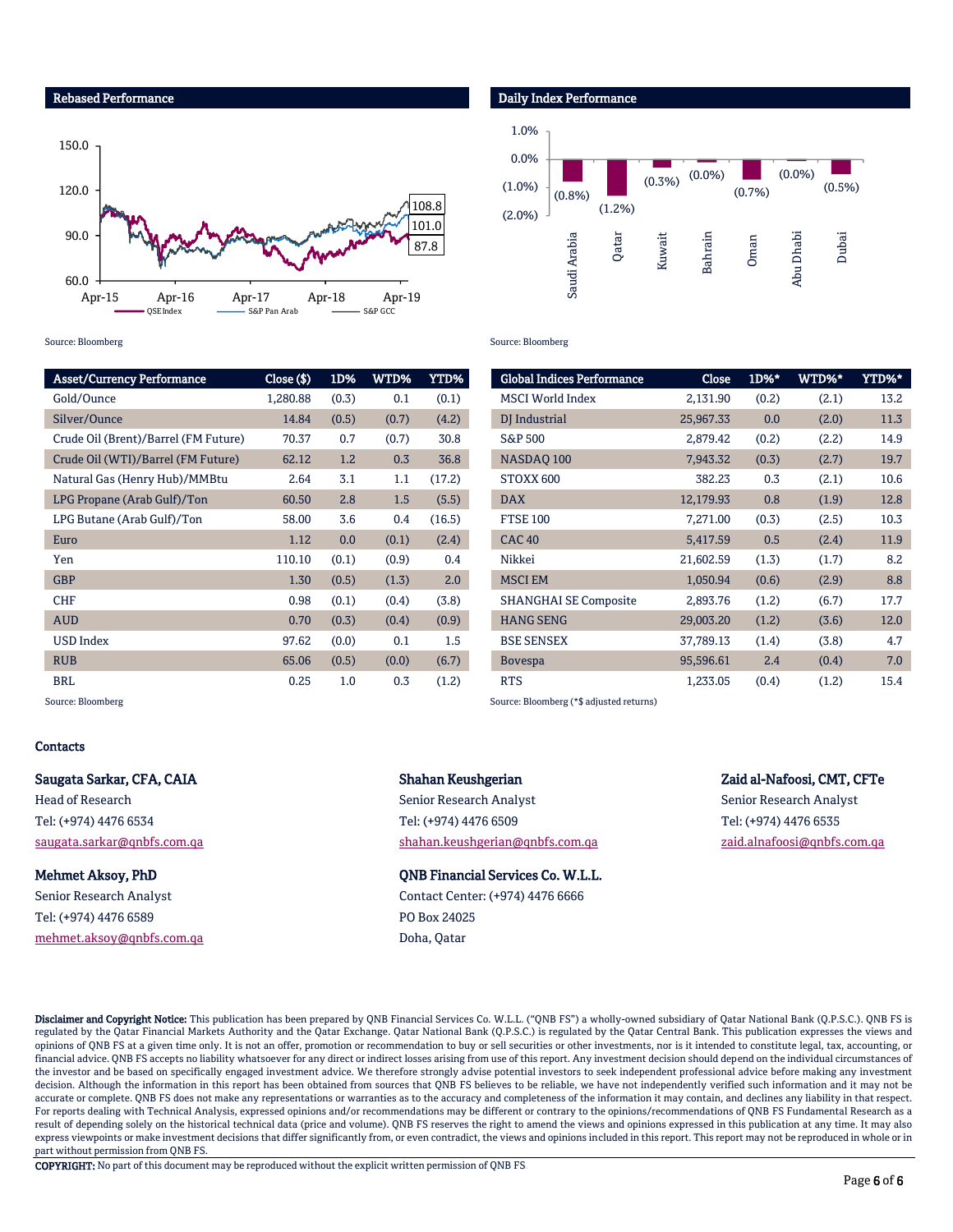## Rebased Performance

150.0
120.0
90.0
60.0
Apr-15
Apr-16
Apr-17
Apr-18
Apr-19
108.8
101.0
87.8
QSE Index
S&P Pan Arab
S&P GCC

Source: Bloomberg

## Daily Index Performance

1.0%
0.0%
(1.0%)
(2.0%)
(0.8%)
(1.2%)
(0.3%)
(0.0%)
(0.7%)
(0.0%)
(0.5%)
Saudi Arabia
Qatar
Kuwait
Bahrain
Oman
Abu Dhabi
Dubai

Source: Bloomberg

| Asset/Currency Performance | Close ($) | 1D% | WTD% | YTD% |
|---|---|---|---|---|
| Gold/Ounce | 1,280.88 | (0.3) | 0.1 | (0.1) |
| Silver/Ounce | 14.84 | (0.5) | (0.7) | (4.2) |
| Crude Oil (Brent)/Barrel (FM Future) | 70.37 | 0.7 | (0.7) | 30.8 |
| Crude Oil (WTI)/Barrel (FM Future) | 62.12 | 1.2 | 0.3 | 36.8 |
| Natural Gas (Henry Hub)/MMBtu | 2.64 | 3.1 | 1.1 | (17.2) |
| LPG Propane (Arab Gulf)/Ton | 60.50 | 2.8 | 1.5 | (5.5) |
| LPG Butane (Arab Gulf)/Ton | 58.00 | 3.6 | 0.4 | (16.5) |
| Euro | 1.12 | 0.0 | (0.1) | (2.4) |
| Yen | 110.10 | (0.1) | (0.9) | 0.4 |
| GBP | 1.30 | (0.5) | (1.3) | 2.0 |
| CHF | 0.98 | (0.1) | (0.4) | (3.8) |
| AUD | 0.70 | (0.3) | (0.4) | (0.9) |
| USD Index | 97.62 | (0.0) | 0.1 | 1.5 |
| RUB | 65.06 | (0.5) | (0.0) | (6.7) |
| BRL | 0.25 | 1.0 | 0.3 | (1.2) |

Source: Bloomberg

| Global Indices Performance | Close | 1D%* | WTD%* | YTD%* |
|---|---|---|---|---|
| MSCI World Index | 2,131.90 | (0.2) | (2.1) | 13.2 |
| DJ Industrial | 25,967.33 | 0.0 | (2.0) | 11.3 |
| S&P 500 | 2,879.42 | (0.2) | (2.2) | 14.9 |
| NASDAQ 100 | 7,943.32 | (0.3) | (2.7) | 19.7 |
| STOXX 600 | 382.23 | 0.3 | (2.1) | 10.6 |
| DAX | 12,179.93 | 0.8 | (1.9) | 12.8 |
| FTSE 100 | 7,271.00 | (0.3) | (2.5) | 10.3 |
| CAC 40 | 5,417.59 | 0.5 | (2.4) | 11.9 |
| Nikkei | 21,602.59 | (1.3) | (1.7) | 8.2 |
| MSCI EM | 1,050.94 | (0.6) | (2.9) | 8.8 |
| SHANGHAI SE Composite | 2,893.76 | (1.2) | (6.7) | 17.7 |
| HANG SENG | 29,003.20 | (1.2) | (3.6) | 12.0 |
| BSE SENSEX | 37,789.13 | (1.4) | (3.8) | 4.7 |
| Bovespa | 95,596.61 | 2.4 | (0.4) | 7.0 |
| RTS | 1,233.05 | (0.4) | (1.2) | 15.4 |

Source: Bloomberg (*$ adjusted returns)

## Contacts

**Saugata Sarkar, CFA, CAIA**
Head of Research
Tel: (+974) 4476 6534
saugata.sarkar@qnbfs.com.qa

**Shahan Keushgerian**
Senior Research Analyst
Tel: (+974) 4476 6509
shahan.keushgerian@qnbfs.com.qa

**Zaid al-Nafoosi, CMT, CFTe**
Senior Research Analyst
Tel: (+974) 4476 6535
zaid.alnafoosi@qnbfs.com.qa

**Mehmet Aksoy, PhD**
Senior Research Analyst
Tel: (+974) 4476 6589
mehmet.aksoy@qnbfs.com.qa

**QNB Financial Services Co. W.L.L.**
Contact Center: (+974) 4476 6666
PO Box 24025
Doha, Qatar

**Disclaimer and Copyright Notice:** This publication has been prepared by QNB Financial Services Co. W.L.L. ("QNB FS") a wholly-owned subsidiary of Qatar National Bank (Q.P.S.C.). QNB FS is regulated by the Qatar Financial Markets Authority and the Qatar Exchange. Qatar National Bank (Q.P.S.C.) is regulated by the Qatar Central Bank. This publication expresses the views and opinions of QNB FS at a given time only. It is not an offer, promotion or recommendation to buy or sell securities or other investments, nor is it intended to constitute legal, tax, accounting, or financial advice. QNB FS accepts no liability whatsoever for any direct or indirect losses arising from use of this report. Any investment decision should depend on the individual circumstances of the investor and be based on specifically engaged investment advice. We therefore strongly advise potential investors to seek independent professional advice before making any investment decision. Although the information in this report has been obtained from sources that QNB FS believes to be reliable, we have not independently verified such information and it may not be accurate or complete. QNB FS does not make any representations or warranties as to the accuracy and completeness of the information it may contain, and declines any liability in that respect. For reports dealing with Technical Analysis, expressed opinions and/or recommendations may be different or contrary to the opinions/recommendations of QNB FS Fundamental Research as a result of depending solely on the historical technical data (price and volume). QNB FS reserves the right to amend the views and opinions expressed in this publication at any time. It may also express viewpoints or make investment decisions that differ significantly from, or even contradict, the views and opinions included in this report. This report may not be reproduced in whole or in part without permission from QNB FS.

**COPYRIGHT:** No part of this document may be reproduced without the explicit written permission of QNB FS